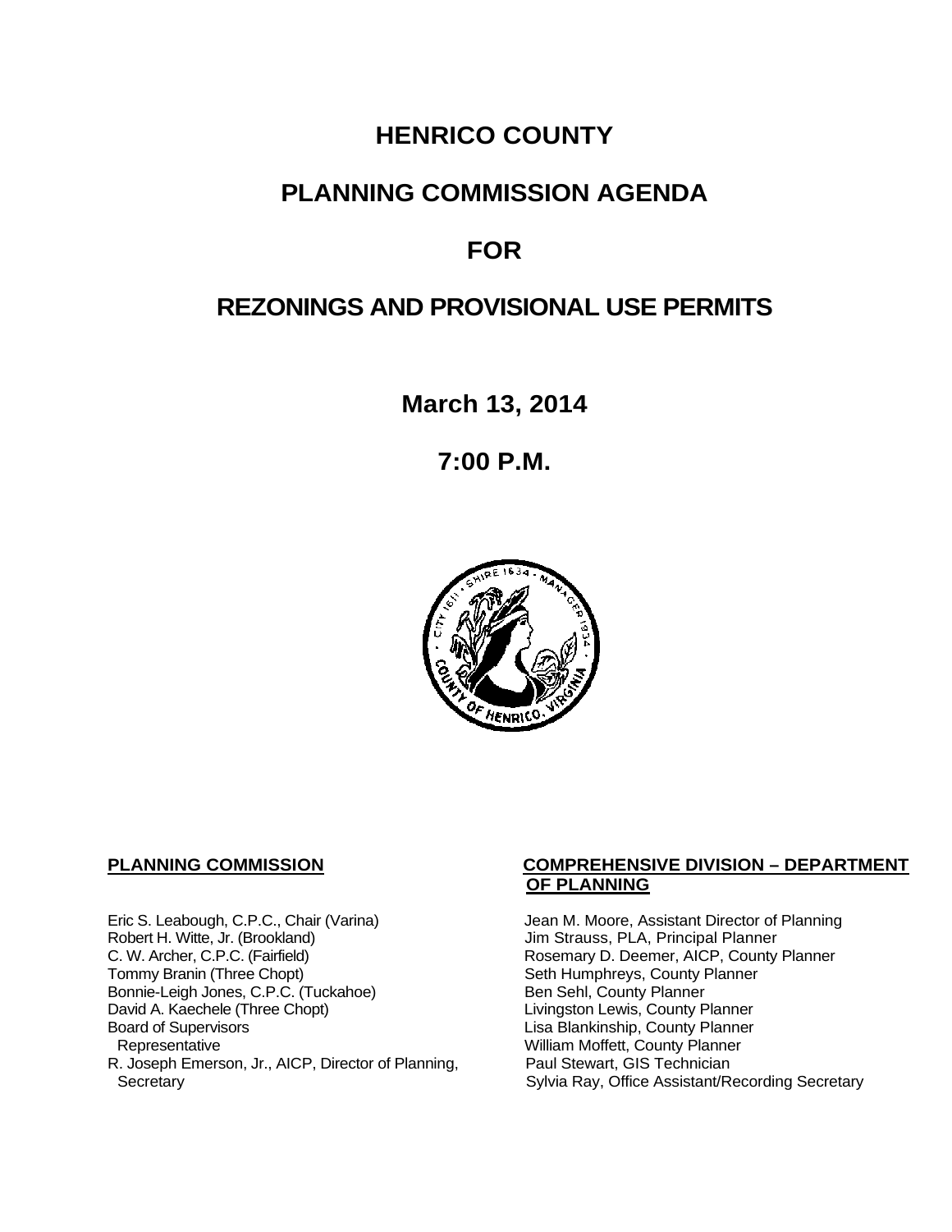# HENRICO COUNTY

# PLANNING COMMISSION AGENDA

# FOR

# REZONINGS AND PROVISIONAL USE PERMITS

**March 13, 2014**

**7:00 P.M.**

**PLANNING COMMISSION**

Eric S. Leabough, C.P.C., Chair (Varina)
Robert H. Witte, Jr. (Brookland)
C. W. Archer, C.P.C. (Fairfield)
Tommy Branin (Three Chopt)
Bonnie-Leigh Jones, C.P.C. (Tuckahoe)
David A. Kaechele (Three Chopt)
Board of Supervisors
Representative
R. Joseph Emerson, Jr., AICP, Director of Planning,
Secretary

**COMPREHENSIVE DIVISION – DEPARTMENT OF PLANNING**

Jean M. Moore, Assistant Director of Planning
Jim Strauss, PLA, Principal Planner
Rosemary D. Deemer, AICP, County Planner
Seth Humphreys, County Planner
Ben Sehl, County Planner
Livingston Lewis, County Planner
Lisa Blankinship, County Planner
William Moffett, County Planner
Paul Stewart, GIS Technician
Sylvia Ray, Office Assistant/Recording Secretary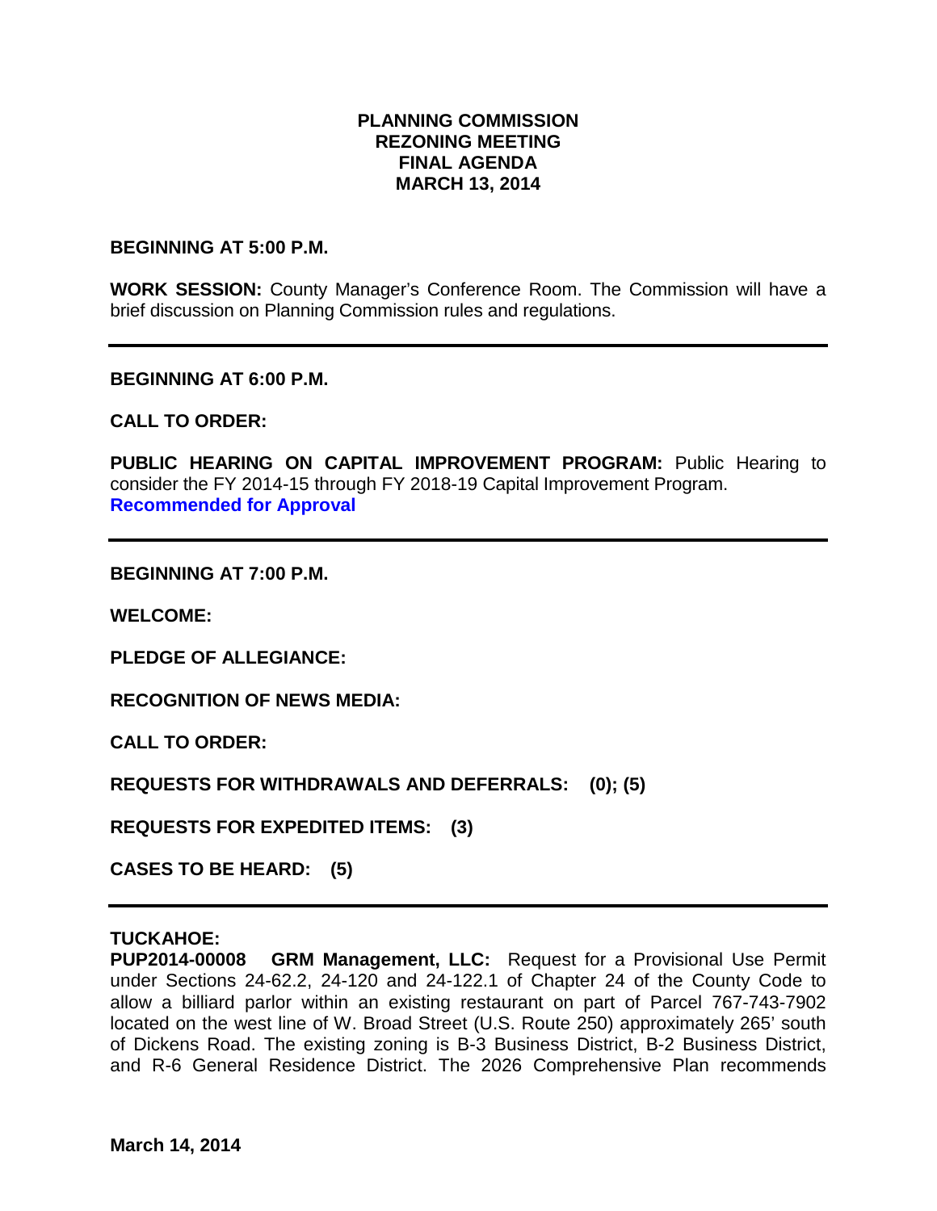**PLANNING COMMISSION**
**REZONING MEETING**
**FINAL AGENDA**
**MARCH 13, 2014**

**BEGINNING AT 5:00 P.M.**

**WORK SESSION:** County Manager's Conference Room. The Commission will have a brief discussion on Planning Commission rules and regulations.

---

**BEGINNING AT 6:00 P.M.**

**CALL TO ORDER:**

**PUBLIC HEARING ON CAPITAL IMPROVEMENT PROGRAM:** Public Hearing to consider the FY 2014-15 through FY 2018-19 Capital Improvement Program.
**Recommended for Approval**

---

**BEGINNING AT 7:00 P.M.**

**WELCOME:**

**PLEDGE OF ALLEGIANCE:**

**RECOGNITION OF NEWS MEDIA:**

**CALL TO ORDER:**

**REQUESTS FOR WITHDRAWALS AND DEFERRALS: (0); (5)**

**REQUESTS FOR EXPEDITED ITEMS: (3)**

**CASES TO BE HEARD: (5)**

---

**TUCKAHOE:**
**PUP2014-00008 GRM Management, LLC:** Request for a Provisional Use Permit under Sections 24-62.2, 24-120 and 24-122.1 of Chapter 24 of the County Code to allow a billiard parlor within an existing restaurant on part of Parcel 767-743-7902 located on the west line of W. Broad Street (U.S. Route 250) approximately 265' south of Dickens Road. The existing zoning is B-3 Business District, B-2 Business District, and R-6 General Residence District. The 2026 Comprehensive Plan recommends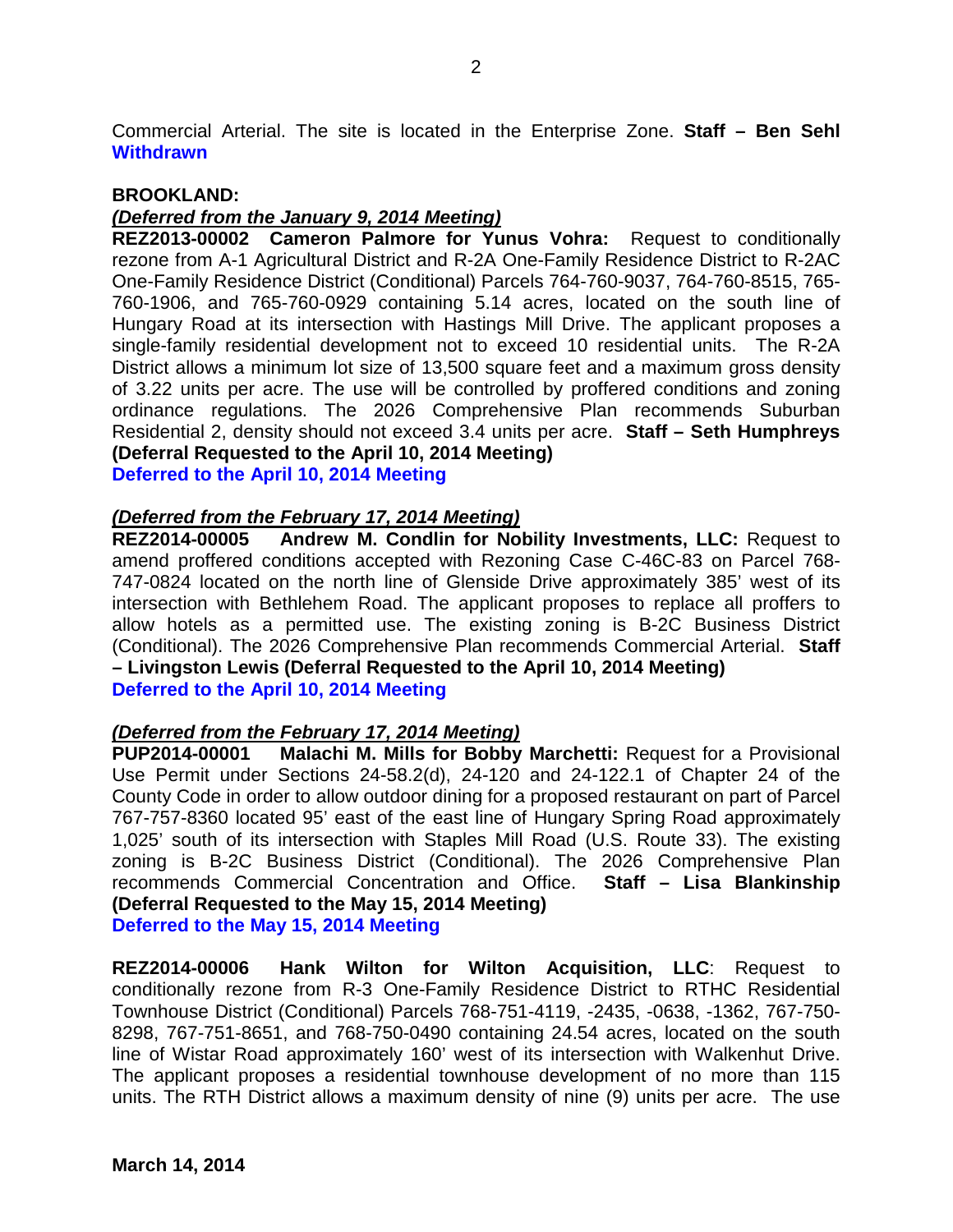Commercial Arterial. The site is located in the Enterprise Zone. **Staff – Ben Sehl**
**Withdrawn**

**BROOKLAND:**

***(Deferred from the January 9, 2014 Meeting)***

**REZ2013-00002 Cameron Palmore for Yunus Vohra:** Request to conditionally rezone from A-1 Agricultural District and R-2A One-Family Residence District to R-2AC One-Family Residence District (Conditional) Parcels 764-760-9037, 764-760-8515, 765-760-1906, and 765-760-0929 containing 5.14 acres, located on the south line of Hungary Road at its intersection with Hastings Mill Drive. The applicant proposes a single-family residential development not to exceed 10 residential units. The R-2A District allows a minimum lot size of 13,500 square feet and a maximum gross density of 3.22 units per acre. The use will be controlled by proffered conditions and zoning ordinance regulations. The 2026 Comprehensive Plan recommends Suburban Residential 2, density should not exceed 3.4 units per acre. **Staff – Seth Humphreys (Deferral Requested to the April 10, 2014 Meeting)**
**Deferred to the April 10, 2014 Meeting**

***(Deferred from the February 17, 2014 Meeting)***

**REZ2014-00005 Andrew M. Condlin for Nobility Investments, LLC:** Request to amend proffered conditions accepted with Rezoning Case C-46C-83 on Parcel 768-747-0824 located on the north line of Glenside Drive approximately 385' west of its intersection with Bethlehem Road. The applicant proposes to replace all proffers to allow hotels as a permitted use. The existing zoning is B-2C Business District (Conditional). The 2026 Comprehensive Plan recommends Commercial Arterial. **Staff – Livingston Lewis (Deferral Requested to the April 10, 2014 Meeting)**
**Deferred to the April 10, 2014 Meeting**

***(Deferred from the February 17, 2014 Meeting)***

**PUP2014-00001 Malachi M. Mills for Bobby Marchetti:** Request for a Provisional Use Permit under Sections 24-58.2(d), 24-120 and 24-122.1 of Chapter 24 of the County Code in order to allow outdoor dining for a proposed restaurant on part of Parcel 767-757-8360 located 95' east of the east line of Hungary Spring Road approximately 1,025' south of its intersection with Staples Mill Road (U.S. Route 33). The existing zoning is B-2C Business District (Conditional). The 2026 Comprehensive Plan recommends Commercial Concentration and Office. **Staff – Lisa Blankinship (Deferral Requested to the May 15, 2014 Meeting)**
**Deferred to the May 15, 2014 Meeting**

**REZ2014-00006 Hank Wilton for Wilton Acquisition, LLC**: Request to conditionally rezone from R-3 One-Family Residence District to RTHC Residential Townhouse District (Conditional) Parcels 768-751-4119, -2435, -0638, -1362, 767-750-8298, 767-751-8651, and 768-750-0490 containing 24.54 acres, located on the south line of Wistar Road approximately 160' west of its intersection with Walkenhut Drive. The applicant proposes a residential townhouse development of no more than 115 units. The RTH District allows a maximum density of nine (9) units per acre. The use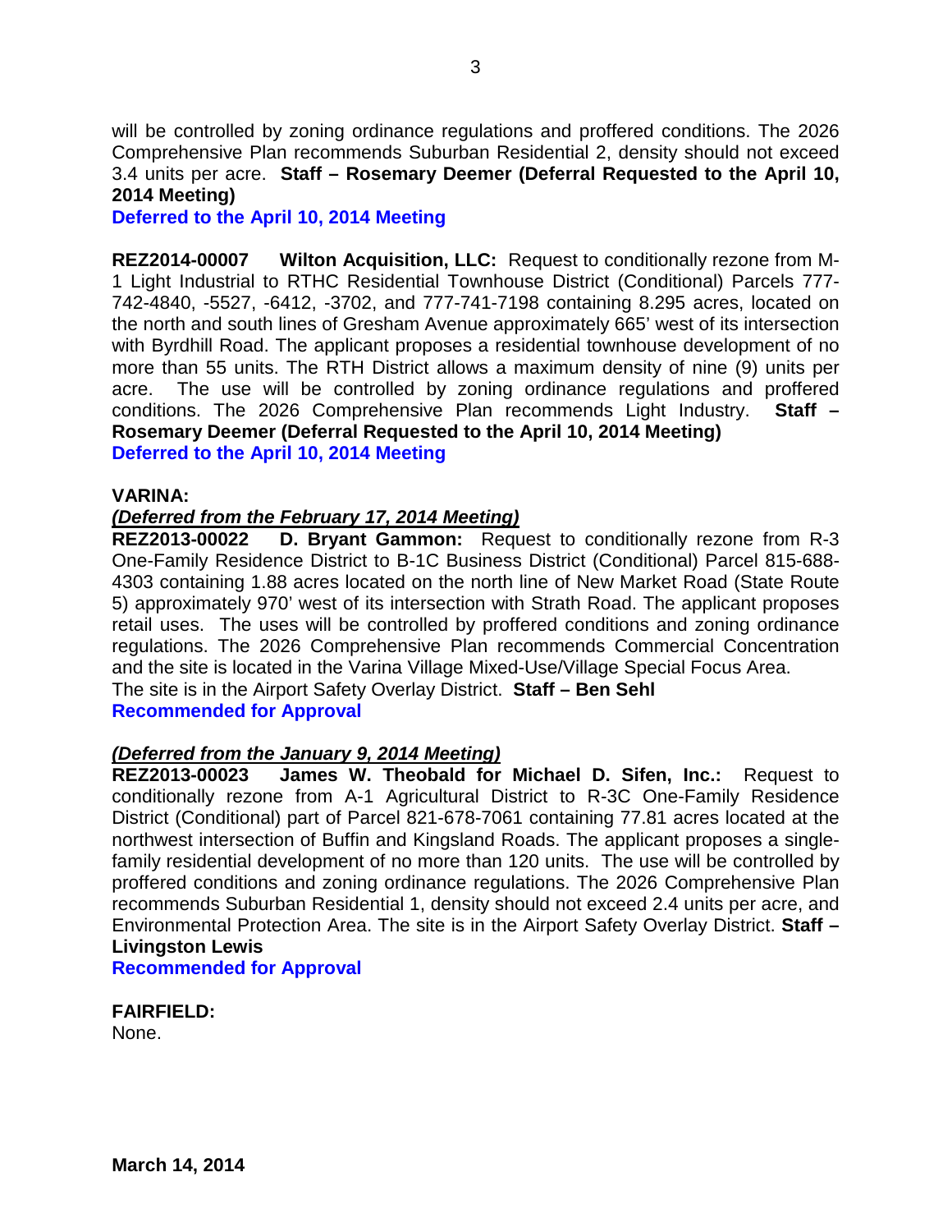will be controlled by zoning ordinance regulations and proffered conditions. The 2026 Comprehensive Plan recommends Suburban Residential 2, density should not exceed 3.4 units per acre. **Staff – Rosemary Deemer (Deferral Requested to the April 10, 2014 Meeting)**
**Deferred to the April 10, 2014 Meeting**

**REZ2014-00007 Wilton Acquisition, LLC:** Request to conditionally rezone from M-1 Light Industrial to RTHC Residential Townhouse District (Conditional) Parcels 777-742-4840, -5527, -6412, -3702, and 777-741-7198 containing 8.295 acres, located on the north and south lines of Gresham Avenue approximately 665' west of its intersection with Byrdhill Road. The applicant proposes a residential townhouse development of no more than 55 units. The RTH District allows a maximum density of nine (9) units per acre. The use will be controlled by zoning ordinance regulations and proffered conditions. The 2026 Comprehensive Plan recommends Light Industry. **Staff – Rosemary Deemer (Deferral Requested to the April 10, 2014 Meeting)**
**Deferred to the April 10, 2014 Meeting**

**VARINA:**

***(Deferred from the February 17, 2014 Meeting)***
**REZ2013-00022 D. Bryant Gammon:** Request to conditionally rezone from R-3 One-Family Residence District to B-1C Business District (Conditional) Parcel 815-688-4303 containing 1.88 acres located on the north line of New Market Road (State Route 5) approximately 970' west of its intersection with Strath Road. The applicant proposes retail uses. The uses will be controlled by proffered conditions and zoning ordinance regulations. The 2026 Comprehensive Plan recommends Commercial Concentration and the site is located in the Varina Village Mixed-Use/Village Special Focus Area. The site is in the Airport Safety Overlay District. **Staff – Ben Sehl**
**Recommended for Approval**

***(Deferred from the January 9, 2014 Meeting)***
**REZ2013-00023 James W. Theobald for Michael D. Sifen, Inc.:** Request to conditionally rezone from A-1 Agricultural District to R-3C One-Family Residence District (Conditional) part of Parcel 821-678-7061 containing 77.81 acres located at the northwest intersection of Buffin and Kingsland Roads. The applicant proposes a single-family residential development of no more than 120 units. The use will be controlled by proffered conditions and zoning ordinance regulations. The 2026 Comprehensive Plan recommends Suburban Residential 1, density should not exceed 2.4 units per acre, and Environmental Protection Area. The site is in the Airport Safety Overlay District. **Staff – Livingston Lewis**
**Recommended for Approval**

**FAIRFIELD:**
None.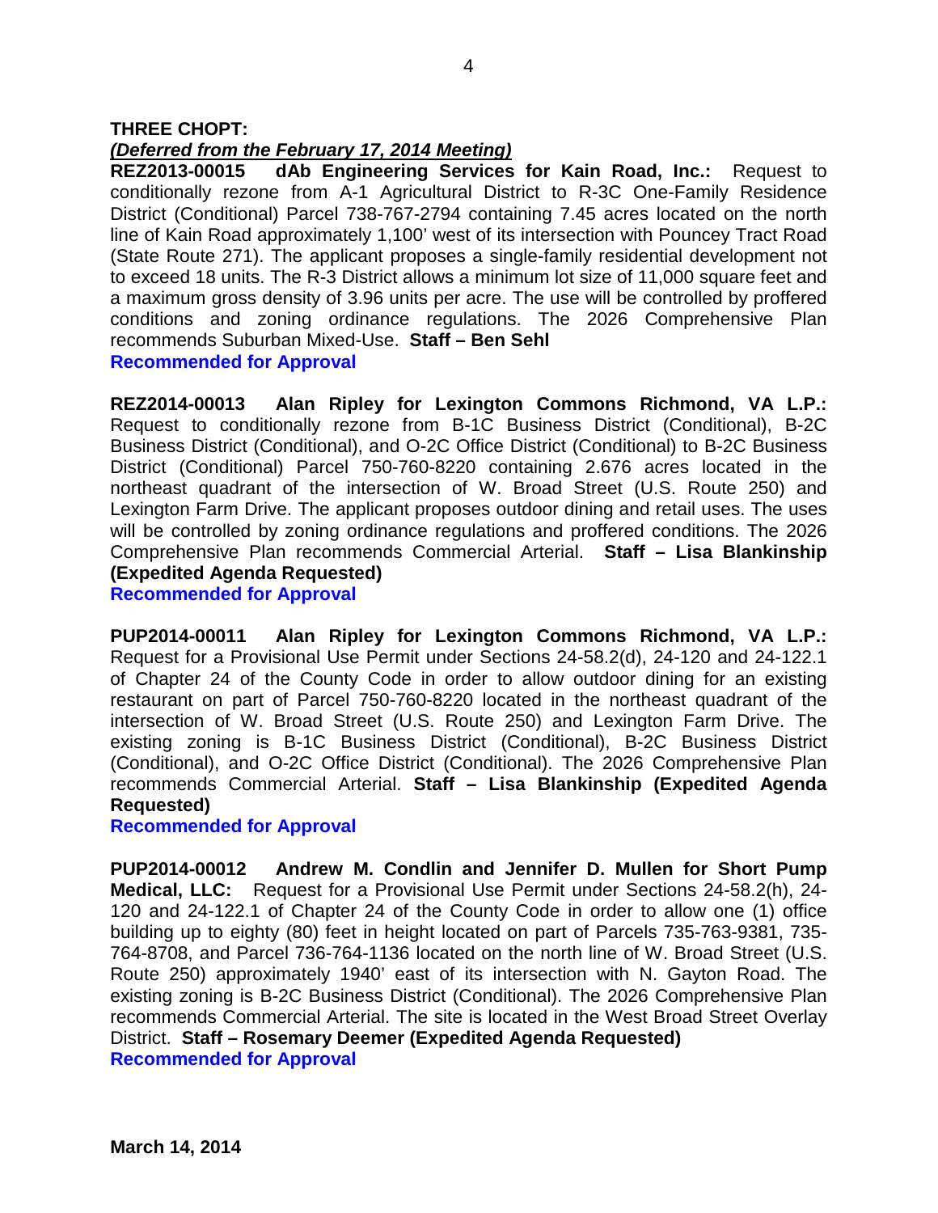**THREE CHOPT:**

***(Deferred from the February 17, 2014 Meeting)***

**REZ2013-00015 dAb Engineering Services for Kain Road, Inc.:** Request to conditionally rezone from A-1 Agricultural District to R-3C One-Family Residence District (Conditional) Parcel 738-767-2794 containing 7.45 acres located on the north line of Kain Road approximately 1,100' west of its intersection with Pouncey Tract Road (State Route 271). The applicant proposes a single-family residential development not to exceed 18 units. The R-3 District allows a minimum lot size of 11,000 square feet and a maximum gross density of 3.96 units per acre. The use will be controlled by proffered conditions and zoning ordinance regulations. The 2026 Comprehensive Plan recommends Suburban Mixed-Use. **Staff – Ben Sehl**

**Recommended for Approval**

**REZ2014-00013 Alan Ripley for Lexington Commons Richmond, VA L.P.:** Request to conditionally rezone from B-1C Business District (Conditional), B-2C Business District (Conditional), and O-2C Office District (Conditional) to B-2C Business District (Conditional) Parcel 750-760-8220 containing 2.676 acres located in the northeast quadrant of the intersection of W. Broad Street (U.S. Route 250) and Lexington Farm Drive. The applicant proposes outdoor dining and retail uses. The uses will be controlled by zoning ordinance regulations and proffered conditions. The 2026 Comprehensive Plan recommends Commercial Arterial. **Staff – Lisa Blankinship (Expedited Agenda Requested)**

**Recommended for Approval**

**PUP2014-00011 Alan Ripley for Lexington Commons Richmond, VA L.P.:** Request for a Provisional Use Permit under Sections 24-58.2(d), 24-120 and 24-122.1 of Chapter 24 of the County Code in order to allow outdoor dining for an existing restaurant on part of Parcel 750-760-8220 located in the northeast quadrant of the intersection of W. Broad Street (U.S. Route 250) and Lexington Farm Drive. The existing zoning is B-1C Business District (Conditional), B-2C Business District (Conditional), and O-2C Office District (Conditional). The 2026 Comprehensive Plan recommends Commercial Arterial. **Staff – Lisa Blankinship (Expedited Agenda Requested)**

**Recommended for Approval**

**PUP2014-00012 Andrew M. Condlin and Jennifer D. Mullen for Short Pump Medical, LLC:** Request for a Provisional Use Permit under Sections 24-58.2(h), 24-120 and 24-122.1 of Chapter 24 of the County Code in order to allow one (1) office building up to eighty (80) feet in height located on part of Parcels 735-763-9381, 735-764-8708, and Parcel 736-764-1136 located on the north line of W. Broad Street (U.S. Route 250) approximately 1940' east of its intersection with N. Gayton Road. The existing zoning is B-2C Business District (Conditional). The 2026 Comprehensive Plan recommends Commercial Arterial. The site is located in the West Broad Street Overlay District. **Staff – Rosemary Deemer (Expedited Agenda Requested)**

**Recommended for Approval**

**March 14, 2014**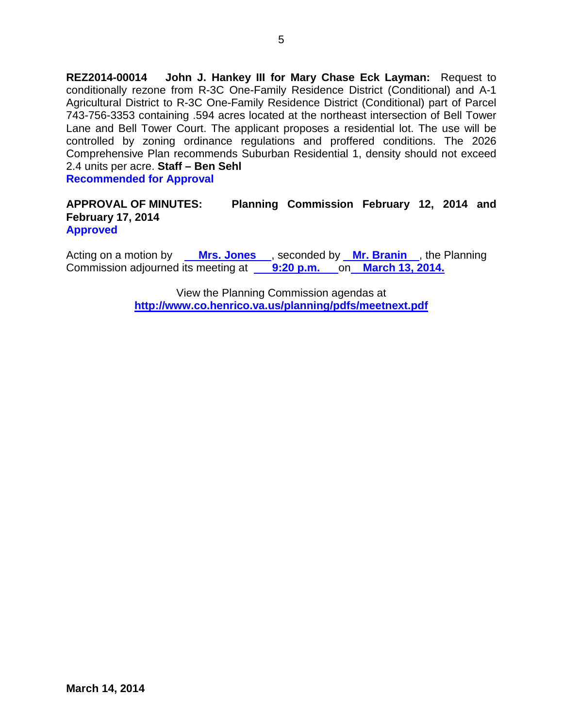**REZ2014-00014 John J. Hankey III for Mary Chase Eck Layman:** Request to conditionally rezone from R-3C One-Family Residence District (Conditional) and A-1 Agricultural District to R-3C One-Family Residence District (Conditional) part of Parcel 743-756-3353 containing .594 acres located at the northeast intersection of Bell Tower Lane and Bell Tower Court. The applicant proposes a residential lot. The use will be controlled by zoning ordinance regulations and proffered conditions. The 2026 Comprehensive Plan recommends Suburban Residential 1, density should not exceed 2.4 units per acre. **Staff – Ben Sehl**
**Recommended for Approval**

**APPROVAL OF MINUTES: Planning Commission February 12, 2014 and February 17, 2014**
**Approved**

Acting on a motion by **Mrs. Jones**, seconded by **Mr. Branin**, the Planning Commission adjourned its meeting at **9:20 p.m.** on **March 13, 2014.**

View the Planning Commission agendas at
**http://www.co.henrico.va.us/planning/pdfs/meetnext.pdf**

**March 14, 2014**